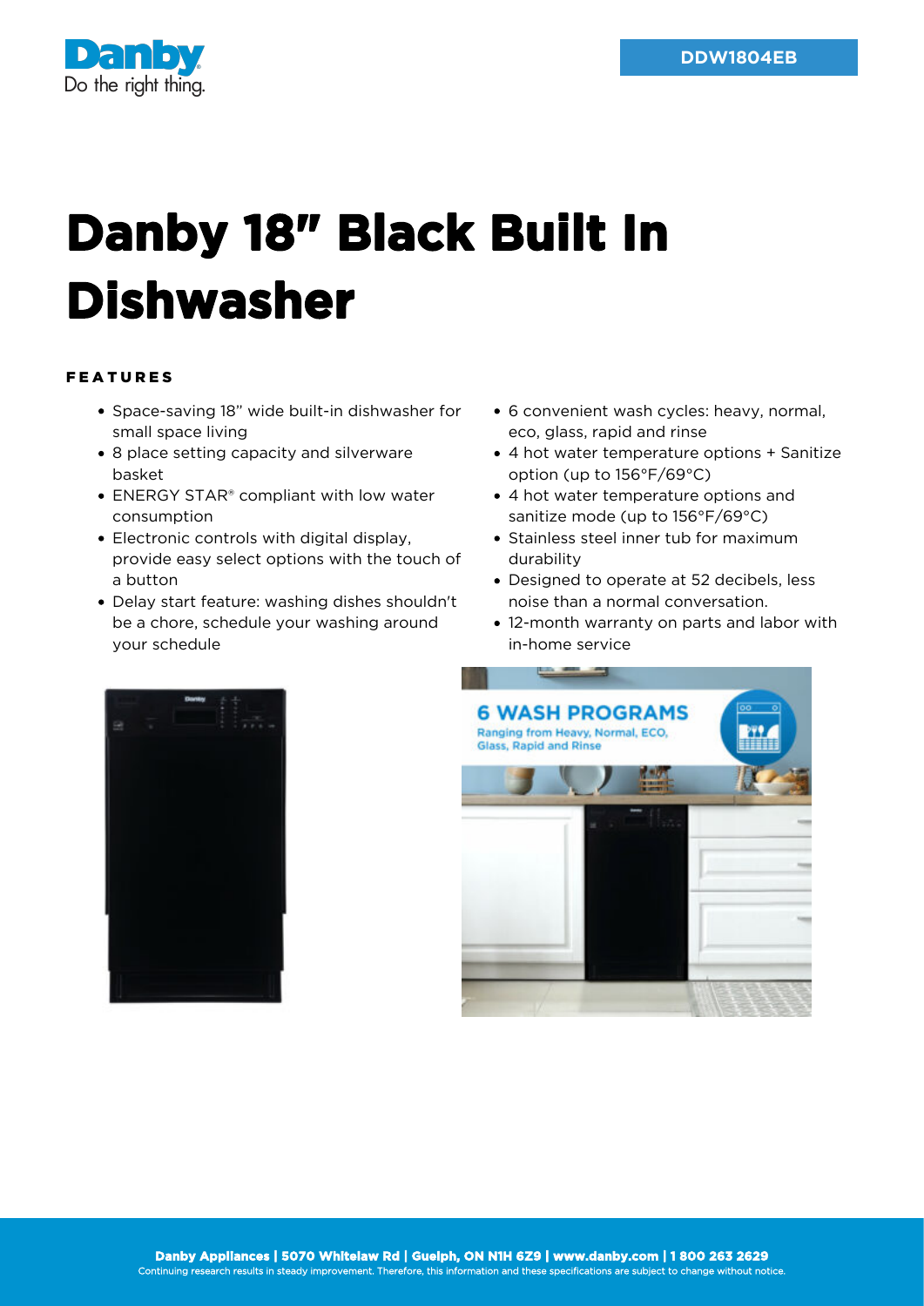Danby
Do the right thing.

DDW1804EB

# Danby 18" Black Built In Dishwasher

## FEATURES

- Space-saving 18" wide built-in dishwasher for small space living
- 8 place setting capacity and silverware basket
- ENERGY STAR® compliant with low water consumption
- Electronic controls with digital display, provide easy select options with the touch of a button
- Delay start feature: washing dishes shouldn't be a chore, schedule your washing around your schedule
- 6 convenient wash cycles: heavy, normal, eco, glass, rapid and rinse
- 4 hot water temperature options + Sanitize option (up to 156°F/69°C)
- 4 hot water temperature options and sanitize mode (up to 156°F/69°C)
- Stainless steel inner tub for maximum durability
- Designed to operate at 52 decibels, less noise than a normal conversation.
- 12-month warranty on parts and labor with in-home service

**Danby Appliances | 5070 Whitelaw Rd | Guelph, ON N1H 6Z9 | www.danby.com | 1 800 263 2629**
Continuing research results in steady improvement. Therefore, this information and these specifications are subject to change without notice.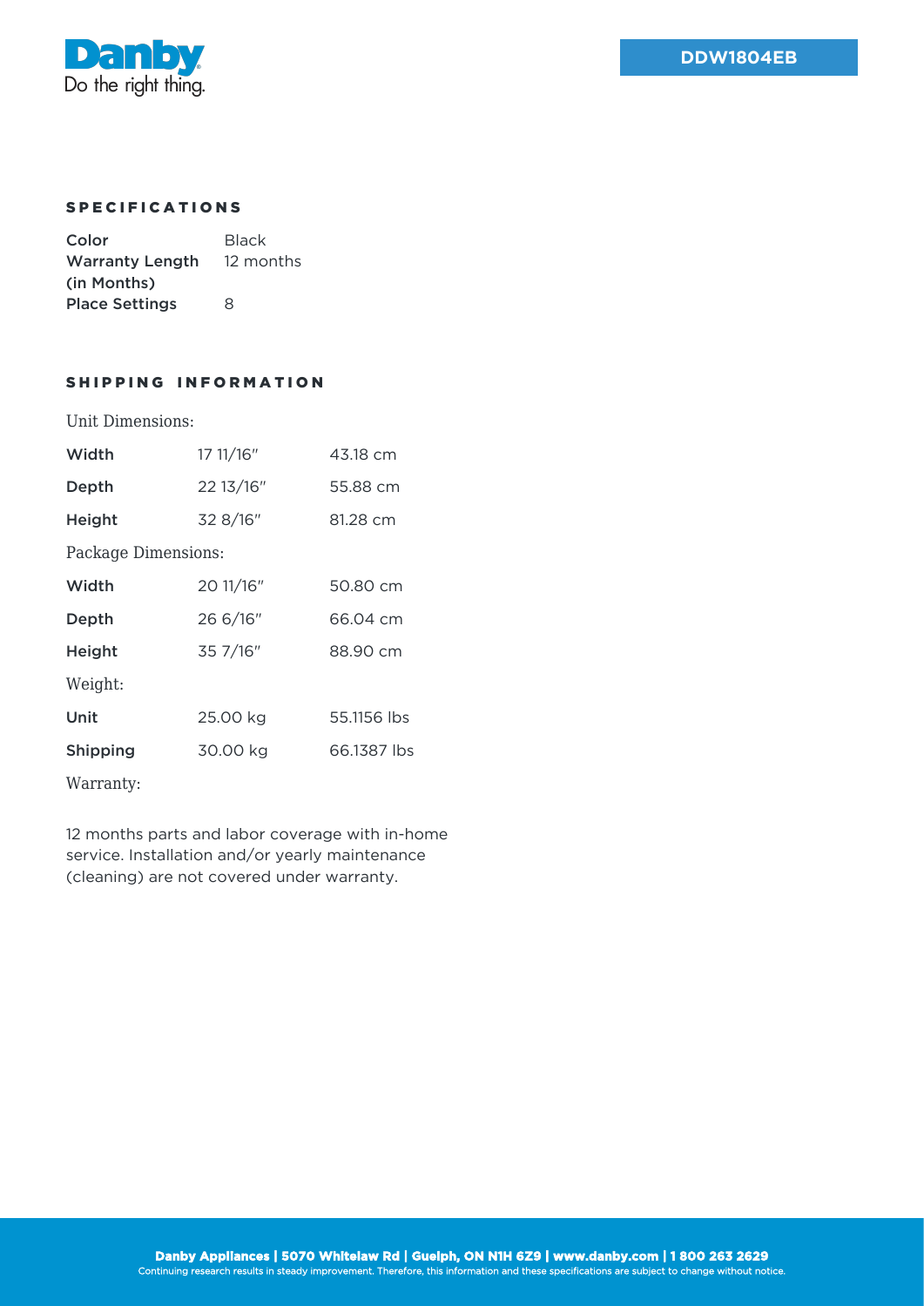DDW1804EB

## SPECIFICATIONS

| | |
|---|---|
| **Color** | Black |
| **Warranty Length (in Months)** | 12 months |
| **Place Settings** | 8 |

## SHIPPING INFORMATION

Unit Dimensions:

| | | |
|---|---|---|
| **Width** | 17 11/16" | 43.18 cm |
| **Depth** | 22 13/16" | 55.88 cm |
| **Height** | 32 8/16" | 81.28 cm |

Package Dimensions:

| | | |
|---|---|---|
| **Width** | 20 11/16" | 50.80 cm |
| **Depth** | 26 6/16" | 66.04 cm |
| **Height** | 35 7/16" | 88.90 cm |

Weight:

| | | |
|---|---|---|
| **Unit** | 25.00 kg | 55.1156 lbs |
| **Shipping** | 30.00 kg | 66.1387 lbs |

Warranty:

12 months parts and labor coverage with in-home service. Installation and/or yearly maintenance (cleaning) are not covered under warranty.

**Danby Appliances | 5070 Whitelaw Rd | Guelph, ON N1H 6Z9 | www.danby.com | 1 800 263 2629**
Continuing research results in steady improvement. Therefore, this information and these specifications are subject to change without notice.